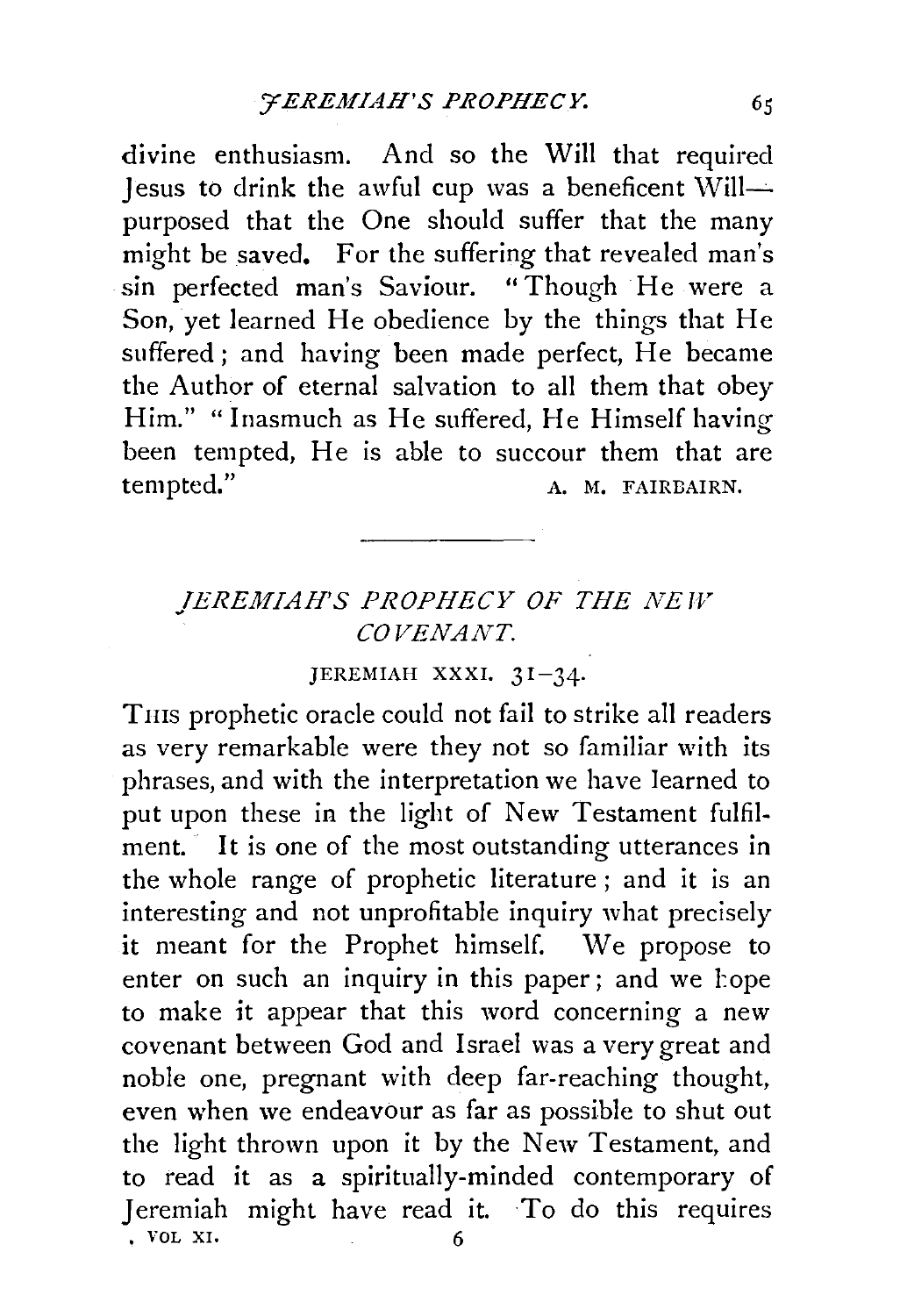divine enthusiasm. And so the Will that required Jesus to drink the awful cup was a beneficent Will—purposed that the One should suffer that the many might be saved. For the suffering that revealed man's sin perfected man's Saviour. "Though He were a Son, yet learned He obedience by the things that He suffered; and having been made perfect, He became the Author of eternal salvation to all them that obey Him." "Inasmuch as He suffered, He Himself having been tempted, He is able to succour them that are tempted."

A. M. FAIRBAIRN.

---

## *JEREMIAH'S PROPHECY OF THE NEW COVENANT.*

JEREMIAH XXXI. 31–34.

THIS prophetic oracle could not fail to strike all readers as very remarkable were they not so familiar with its phrases, and with the interpretation we have learned to put upon these in the light of New Testament fulfilment. It is one of the most outstanding utterances in the whole range of prophetic literature; and it is an interesting and not unprofitable inquiry what precisely it meant for the Prophet himself. We propose to enter on such an inquiry in this paper; and we hope to make it appear that this word concerning a new covenant between God and Israel was a very great and noble one, pregnant with deep far-reaching thought, even when we endeavour as far as possible to shut out the light thrown upon it by the New Testament, and to read it as a spiritually-minded contemporary of Jeremiah might have read it. To do this requires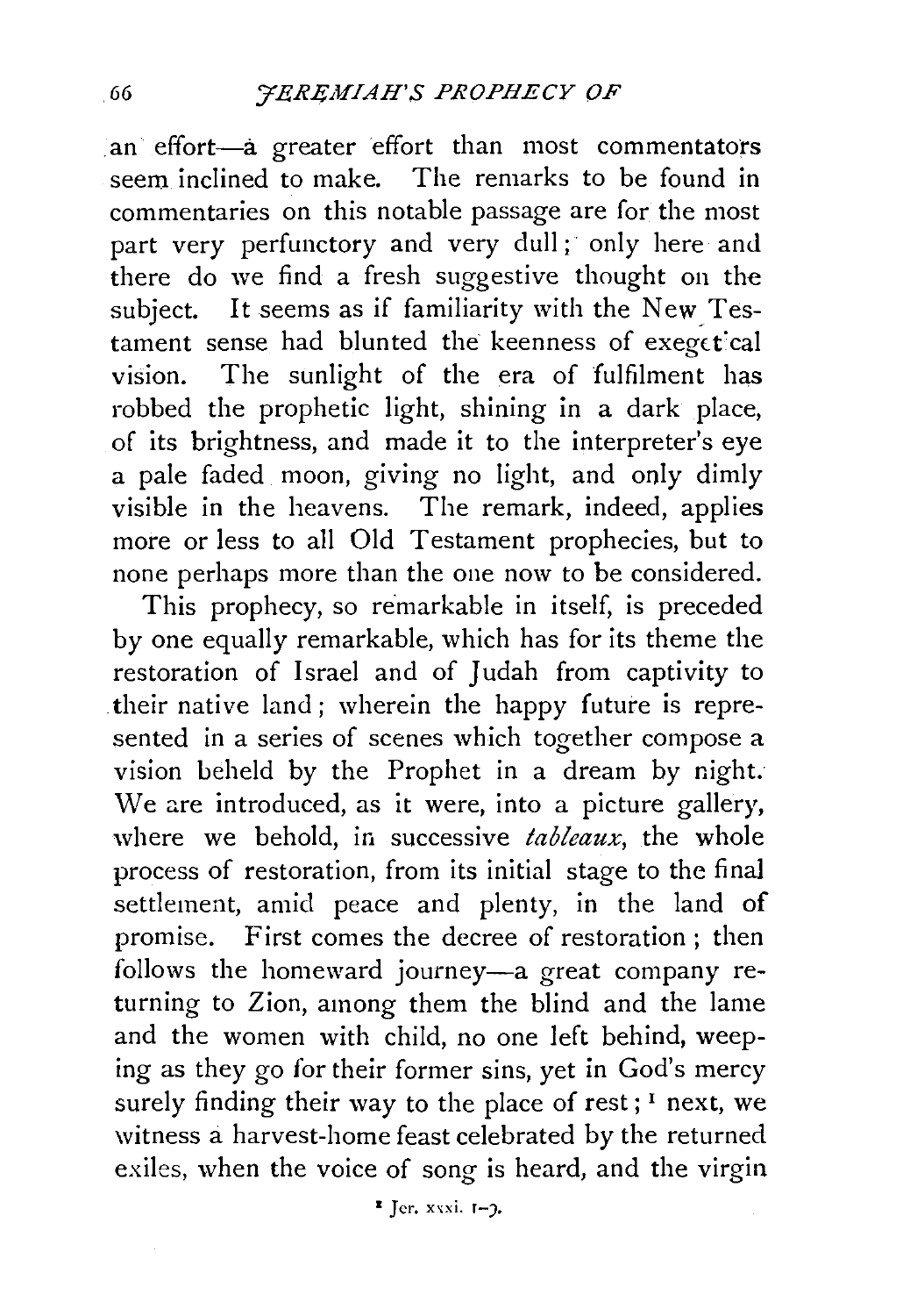an effort—a greater effort than most commentators seem inclined to make. The remarks to be found in commentaries on this notable passage are for the most part very perfunctory and very dull; only here and there do we find a fresh suggestive thought on the subject. It seems as if familiarity with the New Testament sense had blunted the keenness of exegetical vision. The sunlight of the era of fulfilment has robbed the prophetic light, shining in a dark place, of its brightness, and made it to the interpreter's eye a pale faded moon, giving no light, and only dimly visible in the heavens. The remark, indeed, applies more or less to all Old Testament prophecies, but to none perhaps more than the one now to be considered.

This prophecy, so remarkable in itself, is preceded by one equally remarkable, which has for its theme the restoration of Israel and of Judah from captivity to their native land; wherein the happy future is represented in a series of scenes which together compose a vision beheld by the Prophet in a dream by night. We are introduced, as it were, into a picture gallery, where we behold, in successive *tableaux*, the whole process of restoration, from its initial stage to the final settlement, amid peace and plenty, in the land of promise. First comes the decree of restoration; then follows the homeward journey—a great company returning to Zion, among them the blind and the lame and the women with child, no one left behind, weeping as they go for their former sins, yet in God's mercy surely finding their way to the place of rest;[1] next, we witness a harvest-home feast celebrated by the returned exiles, when the voice of song is heard, and the virgin

[1] Jer. xxxi. 1–9.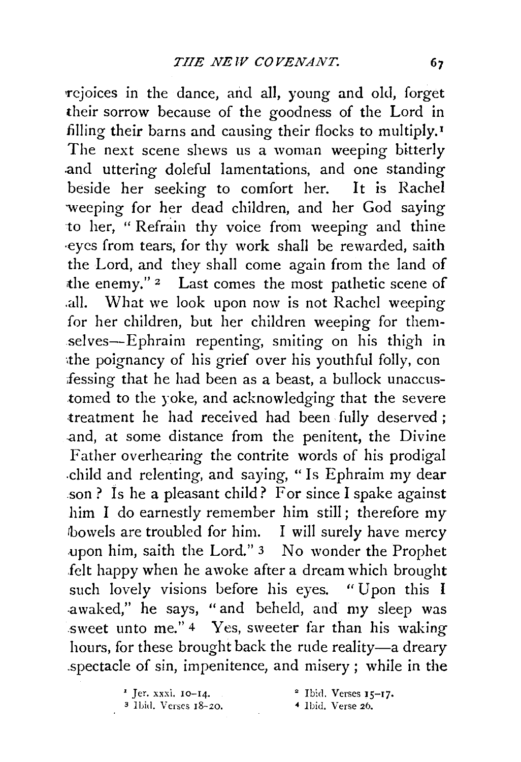rejoices in the dance, and all, young and old, forget their sorrow because of the goodness of the Lord in filling their barns and causing their flocks to multiply.[1] The next scene shews us a woman weeping bitterly and uttering doleful lamentations, and one standing beside her seeking to comfort her. It is Rachel weeping for her dead children, and her God saying to her, "Refrain thy voice from weeping and thine eyes from tears, for thy work shall be rewarded, saith the Lord, and they shall come again from the land of the enemy."[2] Last comes the most pathetic scene of all. What we look upon now is not Rachel weeping for her children, but her children weeping for themselves—Ephraim repenting, smiting on his thigh in the poignancy of his grief over his youthful folly, confessing that he had been as a beast, a bullock unaccustomed to the yoke, and acknowledging that the severe treatment he had received had been fully deserved; and, at some distance from the penitent, the Divine Father overhearing the contrite words of his prodigal child and relenting, and saying, "Is Ephraim my dear son? Is he a pleasant child? For since I spake against him I do earnestly remember him still; therefore my bowels are troubled for him. I will surely have mercy upon him, saith the Lord."[3] No wonder the Prophet felt happy when he awoke after a dream which brought such lovely visions before his eyes. "Upon this I awaked," he says, "and beheld, and my sleep was sweet unto me."[4] Yes, sweeter far than his waking hours, for these brought back the rude reality—a dreary spectacle of sin, impenitence, and misery; while in the

[1] Jer. xxxi. 10–14.
[2] Ibid. Verses 15–17.
[3] Ibid. Verses 18–20.
[4] Ibid. Verse 26.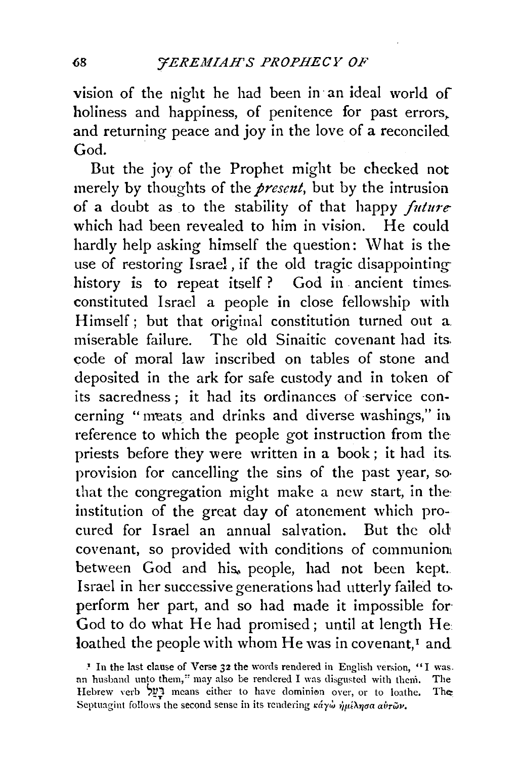vision of the night he had been in an ideal world of holiness and happiness, of penitence for past errors, and returning peace and joy in the love of a reconciled God.

But the joy of the Prophet might be checked not merely by thoughts of the *present*, but by the intrusion of a doubt as to the stability of that happy *future* which had been revealed to him in vision. He could hardly help asking himself the question: What is the use of restoring Israel, if the old tragic disappointing history is to repeat itself? God in ancient times constituted Israel a people in close fellowship with Himself; but that original constitution turned out a miserable failure. The old Sinaitic covenant had its code of moral law inscribed on tables of stone and deposited in the ark for safe custody and in token of its sacredness; it had its ordinances of service concerning "meats and drinks and diverse washings," in reference to which the people got instruction from the priests before they were written in a book; it had its provision for cancelling the sins of the past year, so that the congregation might make a new start, in the institution of the great day of atonement which procured for Israel an annual salvation. But the old covenant, so provided with conditions of communion between God and his people, had not been kept. Israel in her successive generations had utterly failed to perform her part, and so had made it impossible for God to do what He had promised; until at length He loathed the people with whom He was in covenant,[1] and

[1] In the last clause of Verse 32 the words rendered in English version, "I was an husband unto them," may also be rendered I was disgusted with them. The Hebrew verb בָּעַל means either to have dominion over, or to loathe. The Septuagint follows the second sense in its rendering κἀγὼ ἠμέλησα αὐτῶν.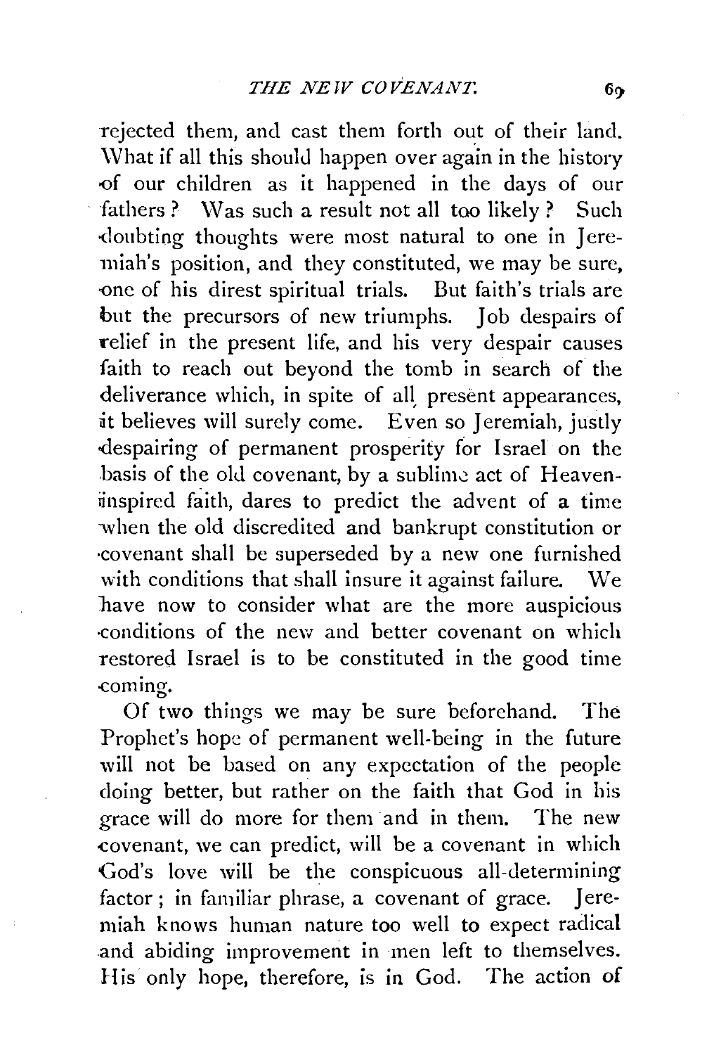rejected them, and cast them forth out of their land. What if all this should happen over again in the history of our children as it happened in the days of our fathers? Was such a result not all too likely? Such doubting thoughts were most natural to one in Jeremiah's position, and they constituted, we may be sure, one of his direst spiritual trials. But faith's trials are but the precursors of new triumphs. Job despairs of relief in the present life, and his very despair causes faith to reach out beyond the tomb in search of the deliverance which, in spite of all present appearances, it believes will surely come. Even so Jeremiah, justly despairing of permanent prosperity for Israel on the basis of the old covenant, by a sublime act of Heaven-inspired faith, dares to predict the advent of a time when the old discredited and bankrupt constitution or covenant shall be superseded by a new one furnished with conditions that shall insure it against failure. We have now to consider what are the more auspicious conditions of the new and better covenant on which restored Israel is to be constituted in the good time coming.

Of two things we may be sure beforehand. The Prophet's hope of permanent well-being in the future will not be based on any expectation of the people doing better, but rather on the faith that God in his grace will do more for them and in them. The new covenant, we can predict, will be a covenant in which God's love will be the conspicuous all-determining factor; in familiar phrase, a covenant of grace. Jeremiah knows human nature too well to expect radical and abiding improvement in men left to themselves. His only hope, therefore, is in God. The action of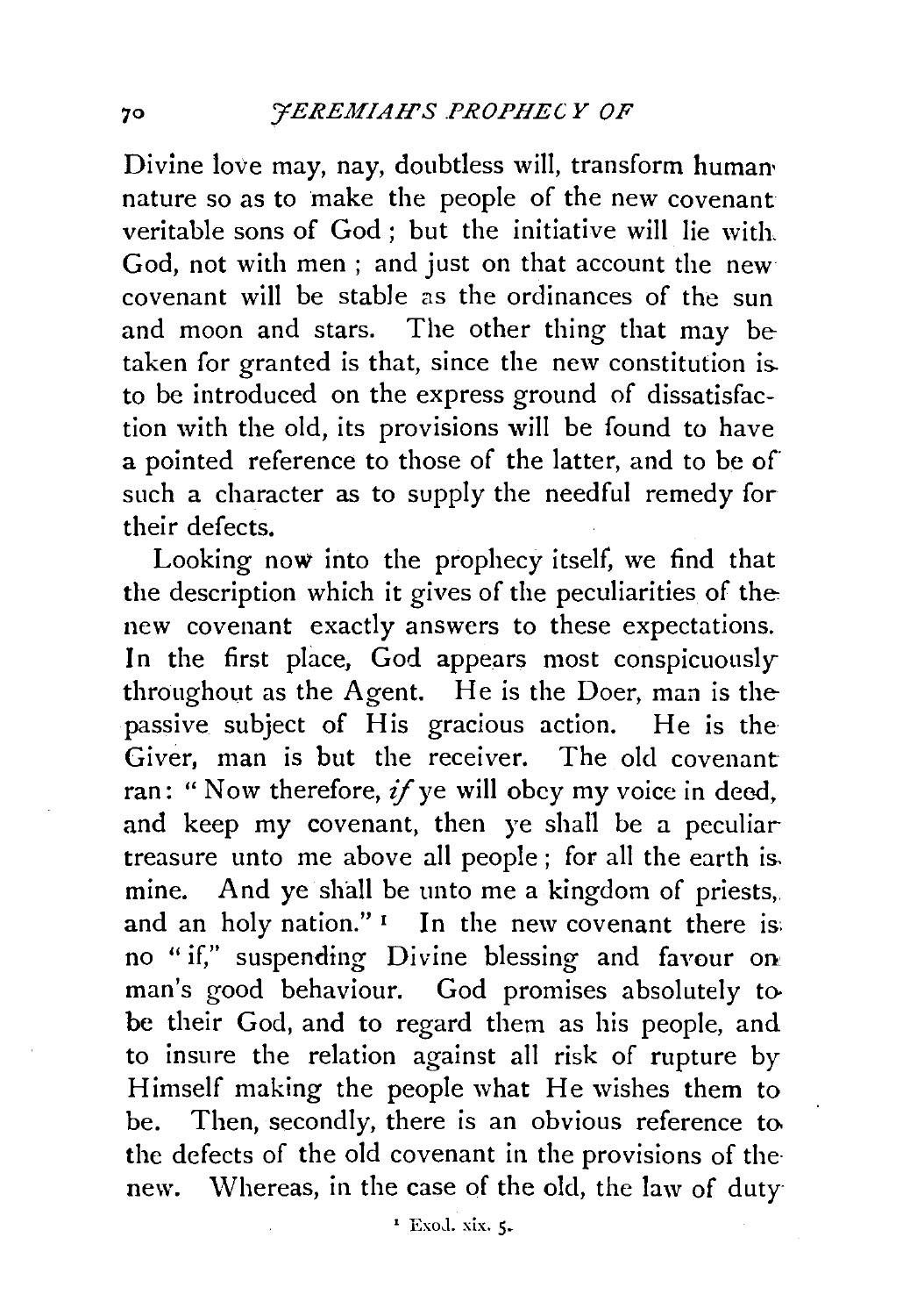Divine love may, nay, doubtless will, transform human nature so as to make the people of the new covenant veritable sons of God; but the initiative will lie with God, not with men; and just on that account the new covenant will be stable as the ordinances of the sun and moon and stars. The other thing that may be taken for granted is that, since the new constitution is to be introduced on the express ground of dissatisfaction with the old, its provisions will be found to have a pointed reference to those of the latter, and to be of such a character as to supply the needful remedy for their defects.

Looking now into the prophecy itself, we find that the description which it gives of the peculiarities of the new covenant exactly answers to these expectations. In the first place, God appears most conspicuously throughout as the Agent. He is the Doer, man is the passive subject of His gracious action. He is the Giver, man is but the receiver. The old covenant ran: "Now therefore, *if* ye will obey my voice in deed, and keep my covenant, then ye shall be a peculiar treasure unto me above all people; for all the earth is mine. And ye shall be unto me a kingdom of priests, and an holy nation."[1] In the new covenant there is no "if," suspending Divine blessing and favour on man's good behaviour. God promises absolutely to be their God, and to regard them as his people, and to insure the relation against all risk of rupture by Himself making the people what He wishes them to be. Then, secondly, there is an obvious reference to the defects of the old covenant in the provisions of the new. Whereas, in the case of the old, the law of duty

[1] Exod. xix. 5.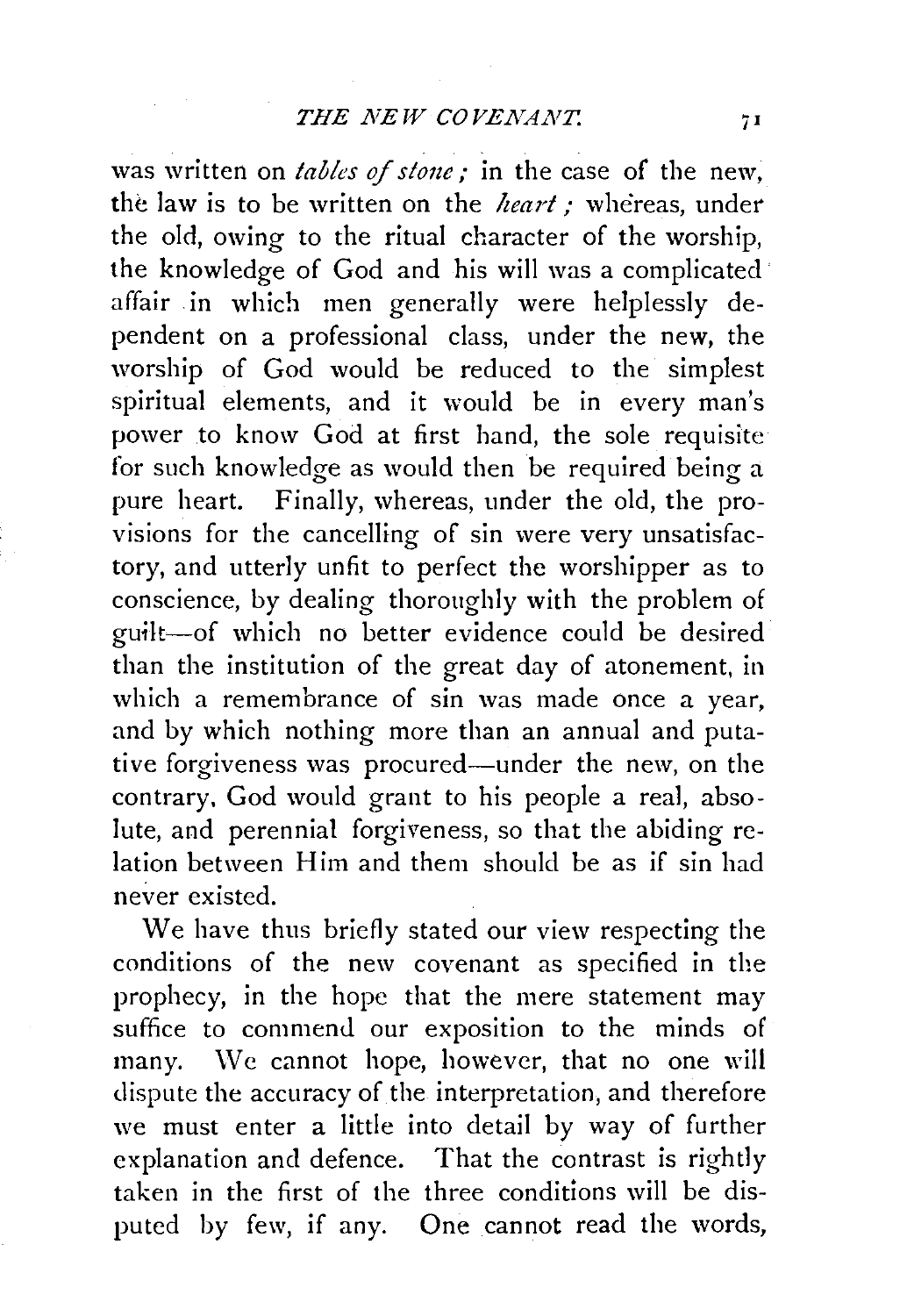was written on *tables of stone*; in the case of the new, the law is to be written on the *heart*; whereas, under the old, owing to the ritual character of the worship, the knowledge of God and his will was a complicated affair in which men generally were helplessly dependent on a professional class, under the new, the worship of God would be reduced to the simplest spiritual elements, and it would be in every man's power to know God at first hand, the sole requisite for such knowledge as would then be required being a pure heart. Finally, whereas, under the old, the provisions for the cancelling of sin were very unsatisfactory, and utterly unfit to perfect the worshipper as to conscience, by dealing thoroughly with the problem of guilt—of which no better evidence could be desired than the institution of the great day of atonement, in which a remembrance of sin was made once a year, and by which nothing more than an annual and putative forgiveness was procured—under the new, on the contrary, God would grant to his people a real, absolute, and perennial forgiveness, so that the abiding relation between Him and them should be as if sin had never existed.

We have thus briefly stated our view respecting the conditions of the new covenant as specified in the prophecy, in the hope that the mere statement may suffice to commend our exposition to the minds of many. We cannot hope, however, that no one will dispute the accuracy of the interpretation, and therefore we must enter a little into detail by way of further explanation and defence. That the contrast is rightly taken in the first of the three conditions will be disputed by few, if any. One cannot read the words,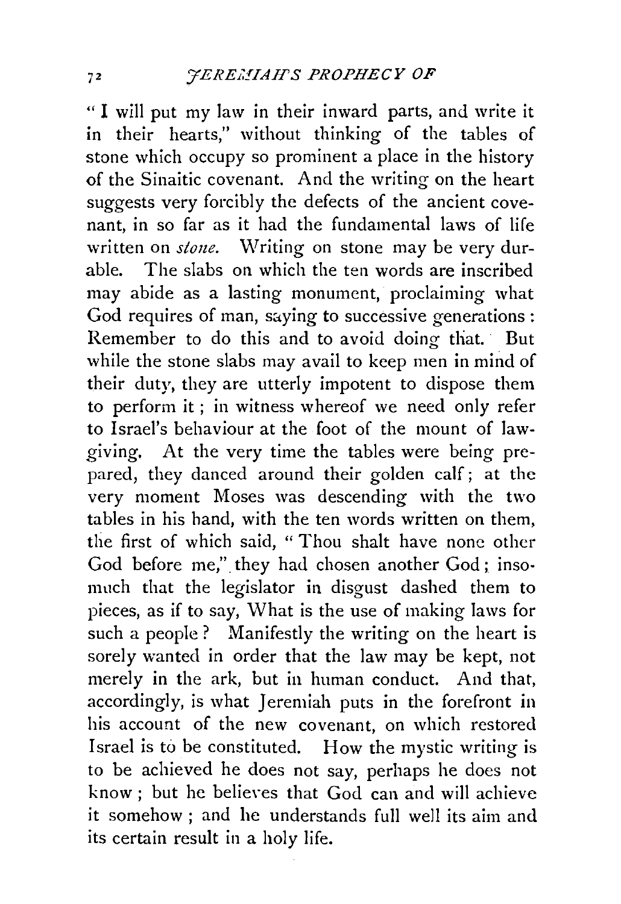"I will put my law in their inward parts, and write it in their hearts," without thinking of the tables of stone which occupy so prominent a place in the history of the Sinaitic covenant. And the writing on the heart suggests very forcibly the defects of the ancient covenant, in so far as it had the fundamental laws of life written on *stone*. Writing on stone may be very durable. The slabs on which the ten words are inscribed may abide as a lasting monument, proclaiming what God requires of man, saying to successive generations: Remember to do this and to avoid doing that. But while the stone slabs may avail to keep men in mind of their duty, they are utterly impotent to dispose them to perform it; in witness whereof we need only refer to Israel's behaviour at the foot of the mount of lawgiving. At the very time the tables were being prepared, they danced around their golden calf; at the very moment Moses was descending with the two tables in his hand, with the ten words written on them, the first of which said, "Thou shalt have none other God before me," they had chosen another God; insomuch that the legislator in disgust dashed them to pieces, as if to say, What is the use of making laws for such a people? Manifestly the writing on the heart is sorely wanted in order that the law may be kept, not merely in the ark, but in human conduct. And that, accordingly, is what Jeremiah puts in the forefront in his account of the new covenant, on which restored Israel is to be constituted. How the mystic writing is to be achieved he does not say, perhaps he does not know; but he believes that God can and will achieve it somehow; and he understands full well its aim and its certain result in a holy life.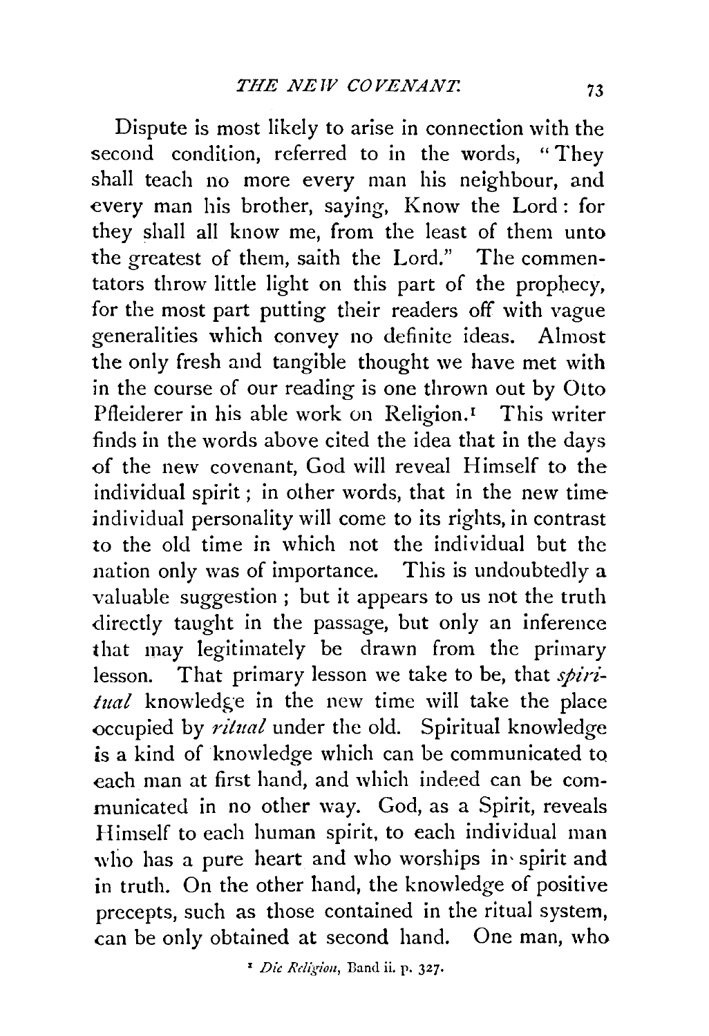Dispute is most likely to arise in connection with the second condition, referred to in the words, "They shall teach no more every man his neighbour, and every man his brother, saying, Know the Lord: for they shall all know me, from the least of them unto the greatest of them, saith the Lord." The commentators throw little light on this part of the prophecy, for the most part putting their readers off with vague generalities which convey no definite ideas. Almost the only fresh and tangible thought we have met with in the course of our reading is one thrown out by Otto Pfleiderer in his able work on Religion.[1] This writer finds in the words above cited the idea that in the days of the new covenant, God will reveal Himself to the individual spirit; in other words, that in the new time individual personality will come to its rights, in contrast to the old time in which not the individual but the nation only was of importance. This is undoubtedly a valuable suggestion; but it appears to us not the truth directly taught in the passage, but only an inference that may legitimately be drawn from the primary lesson. That primary lesson we take to be, that *spiritual* knowledge in the new time will take the place occupied by *ritual* under the old. Spiritual knowledge is a kind of knowledge which can be communicated to each man at first hand, and which indeed can be communicated in no other way. God, as a Spirit, reveals Himself to each human spirit, to each individual man who has a pure heart and who worships in spirit and in truth. On the other hand, the knowledge of positive precepts, such as those contained in the ritual system, can be only obtained at second hand. One man, who

[1] *Die Religion*, Band ii. p. 327.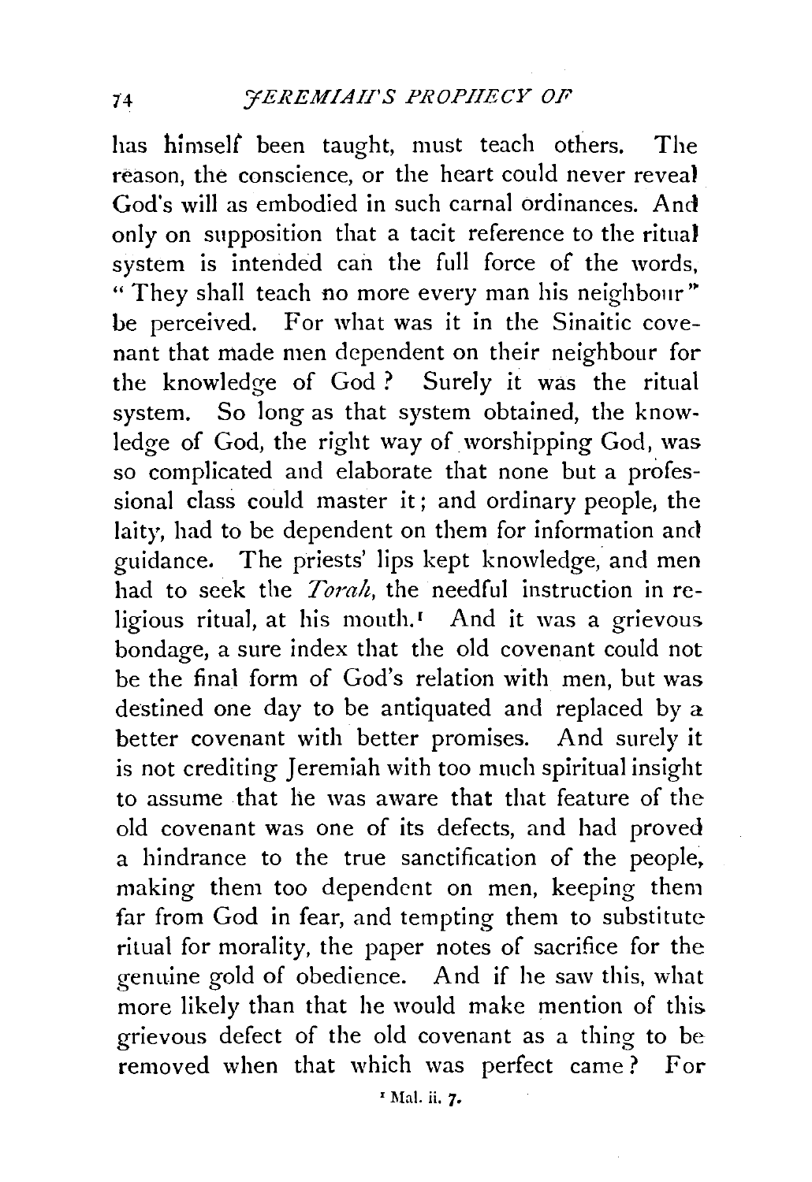has himself been taught, must teach others. The reason, the conscience, or the heart could never reveal God's will as embodied in such carnal ordinances. And only on supposition that a tacit reference to the ritual system is intended can the full force of the words, "They shall teach no more every man his neighbour" be perceived. For what was it in the Sinaitic covenant that made men dependent on their neighbour for the knowledge of God? Surely it was the ritual system. So long as that system obtained, the knowledge of God, the right way of worshipping God, was so complicated and elaborate that none but a professional class could master it; and ordinary people, the laity, had to be dependent on them for information and guidance. The priests' lips kept knowledge, and men had to seek the *Torah*, the needful instruction in religious ritual, at his mouth.[1] And it was a grievous bondage, a sure index that the old covenant could not be the final form of God's relation with men, but was destined one day to be antiquated and replaced by a better covenant with better promises. And surely it is not crediting Jeremiah with too much spiritual insight to assume that he was aware that that feature of the old covenant was one of its defects, and had proved a hindrance to the true sanctification of the people, making them too dependent on men, keeping them far from God in fear, and tempting them to substitute ritual for morality, the paper notes of sacrifice for the genuine gold of obedience. And if he saw this, what more likely than that he would make mention of this grievous defect of the old covenant as a thing to be removed when that which was perfect came? For

[1] Mal. ii. 7.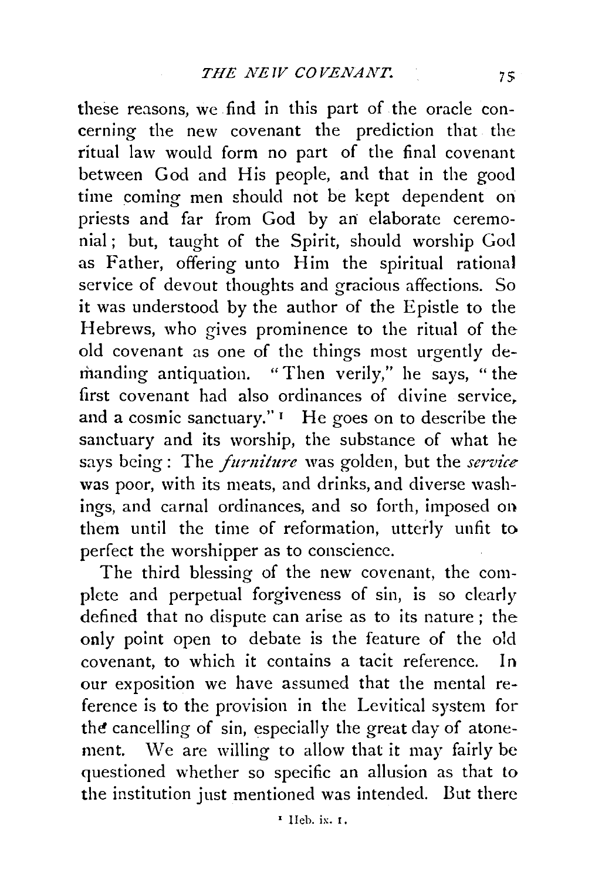these reasons, we find in this part of the oracle concerning the new covenant the prediction that the ritual law would form no part of the final covenant between God and His people, and that in the good time coming men should not be kept dependent on priests and far from God by an elaborate ceremonial; but, taught of the Spirit, should worship God as Father, offering unto Him the spiritual rational service of devout thoughts and gracious affections. So it was understood by the author of the Epistle to the Hebrews, who gives prominence to the ritual of the old covenant as one of the things most urgently demanding antiquation. "Then verily," he says, "the first covenant had also ordinances of divine service, and a cosmic sanctuary."[1] He goes on to describe the sanctuary and its worship, the substance of what he says being: The *furniture* was golden, but the *service* was poor, with its meats, and drinks, and diverse washings, and carnal ordinances, and so forth, imposed on them until the time of reformation, utterly unfit to perfect the worshipper as to conscience.

The third blessing of the new covenant, the complete and perpetual forgiveness of sin, is so clearly defined that no dispute can arise as to its nature; the only point open to debate is the feature of the old covenant, to which it contains a tacit reference. In our exposition we have assumed that the mental reference is to the provision in the Levitical system for the cancelling of sin, especially the great day of atonement. We are willing to allow that it may fairly be questioned whether so specific an allusion as that to the institution just mentioned was intended. But there

[1] Heb. ix. 1.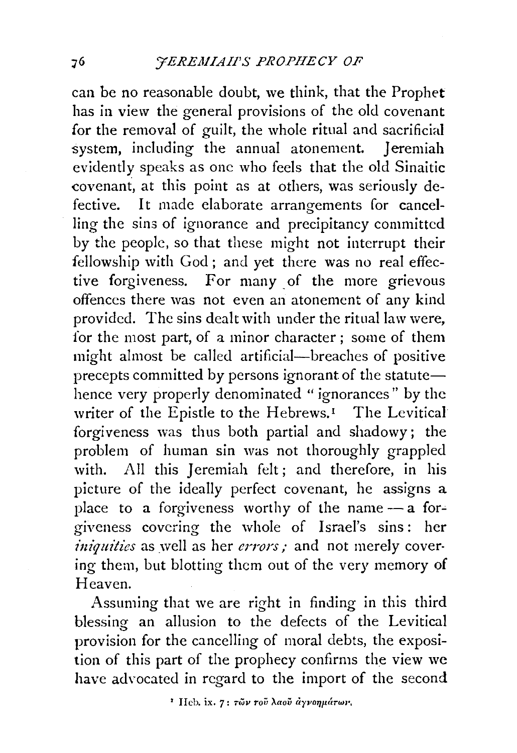can be no reasonable doubt, we think, that the Prophet has in view the general provisions of the old covenant for the removal of guilt, the whole ritual and sacrificial system, including the annual atonement. Jeremiah evidently speaks as one who feels that the old Sinaitic covenant, at this point as at others, was seriously defective. It made elaborate arrangements for cancelling the sins of ignorance and precipitancy committed by the people, so that these might not interrupt their fellowship with God; and yet there was no real effective forgiveness. For many of the more grievous offences there was not even an atonement of any kind provided. The sins dealt with under the ritual law were, for the most part, of a minor character; some of them might almost be called artificial—breaches of positive precepts committed by persons ignorant of the statute—hence very properly denominated "ignorances" by the writer of the Epistle to the Hebrews.[1] The Levitical forgiveness was thus both partial and shadowy; the problem of human sin was not thoroughly grappled with. All this Jeremiah felt; and therefore, in his picture of the ideally perfect covenant, he assigns a place to a forgiveness worthy of the name — a forgiveness covering the whole of Israel's sins: her *iniquities* as well as her *errors;* and not merely covering them, but blotting them out of the very memory of Heaven.

Assuming that we are right in finding in this third blessing an allusion to the defects of the Levitical provision for the cancelling of moral debts, the exposition of this part of the prophecy confirms the view we have advocated in regard to the import of the second

[1] Heb. ix. 7: τῶν τοῦ λαοῦ ἀγνοημάτων.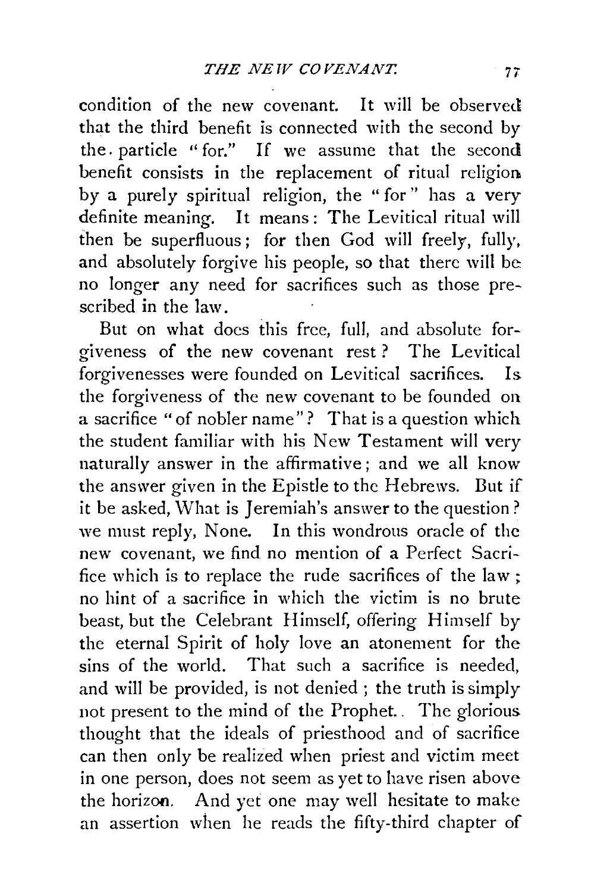condition of the new covenant. It will be observed that the third benefit is connected with the second by the particle "for." If we assume that the second benefit consists in the replacement of ritual religion by a purely spiritual religion, the "for" has a very definite meaning. It means: The Levitical ritual will then be superfluous; for then God will freely, fully, and absolutely forgive his people, so that there will be no longer any need for sacrifices such as those prescribed in the law.

But on what does this free, full, and absolute forgiveness of the new covenant rest? The Levitical forgivenesses were founded on Levitical sacrifices. Is the forgiveness of the new covenant to be founded on a sacrifice "of nobler name"? That is a question which the student familiar with his New Testament will very naturally answer in the affirmative; and we all know the answer given in the Epistle to the Hebrews. But if it be asked, What is Jeremiah's answer to the question? we must reply, None. In this wondrous oracle of the new covenant, we find no mention of a Perfect Sacrifice which is to replace the rude sacrifices of the law; no hint of a sacrifice in which the victim is no brute beast, but the Celebrant Himself, offering Himself by the eternal Spirit of holy love an atonement for the sins of the world. That such a sacrifice is needed, and will be provided, is not denied; the truth is simply not present to the mind of the Prophet. The glorious thought that the ideals of priesthood and of sacrifice can then only be realized when priest and victim meet in one person, does not seem as yet to have risen above the horizon. And yet one may well hesitate to make an assertion when he reads the fifty-third chapter of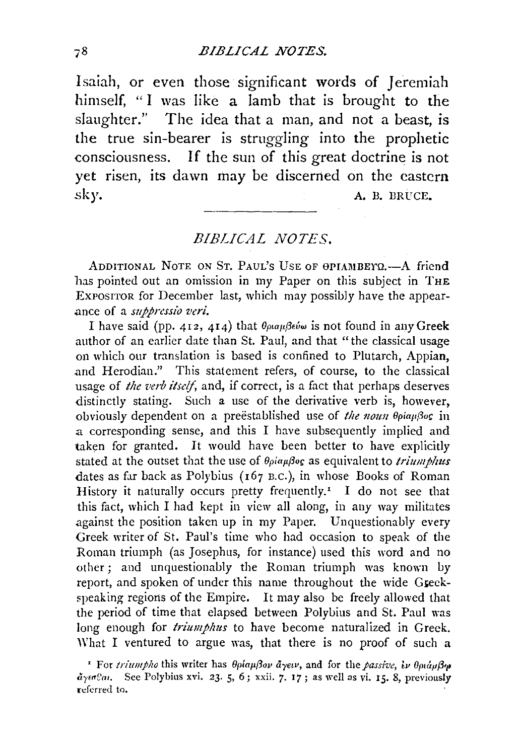Isaiah, or even those significant words of Jeremiah himself, "I was like a lamb that is brought to the slaughter." The idea that a man, and not a beast, is the true sin-bearer is struggling into the prophetic consciousness. If the sun of this great doctrine is not yet risen, its dawn may be discerned on the eastern sky.

A. B. BRUCE.

---

## *BIBLICAL NOTES.*

ADDITIONAL NOTE ON ST. PAUL'S USE OF ΘΡΙΑΜΒΕΥΩ.—A friend has pointed out an omission in my Paper on this subject in THE EXPOSITOR for December last, which may possibly have the appearance of a *suppressio veri.*

I have said (pp. 412, 414) that θριαμβεύω is not found in any Greek author of an earlier date than St. Paul, and that "the classical usage on which our translation is based is confined to Plutarch, Appian, and Herodian." This statement refers, of course, to the classical usage of *the verb itself*, and, if correct, is a fact that perhaps deserves distinctly stating. Such a use of the derivative verb is, however, obviously dependent on a preëstablished use of *the noun* θρίαμβος in a corresponding sense, and this I have subsequently implied and taken for granted. It would have been better to have explicitly stated at the outset that the use of θρίαμβος as equivalent to *triumphus* dates as far back as Polybius (167 B.C.), in whose Books of Roman History it naturally occurs pretty frequently.[1] I do not see that this fact, which I had kept in view all along, in any way militates against the position taken up in my Paper. Unquestionably every Greek writer of St. Paul's time who had occasion to speak of the Roman triumph (as Josephus, for instance) used this word and no other; and unquestionably the Roman triumph was known by report, and spoken of under this name throughout the wide Greek-speaking regions of the Empire. It may also be freely allowed that the period of time that elapsed between Polybius and St. Paul was long enough for *triumphus* to have become naturalized in Greek. What I ventured to argue was, that there is no proof of such a

[1] For *triumpho* this writer has θρίαμβον ἄγειν, and for the *passive*, ἐν θριάμβῳ ἄγεσθαι. See Polybius xvi. 23. 5, 6; xxii. 7. 17; as well as vi. 15. 8, previously referred to.